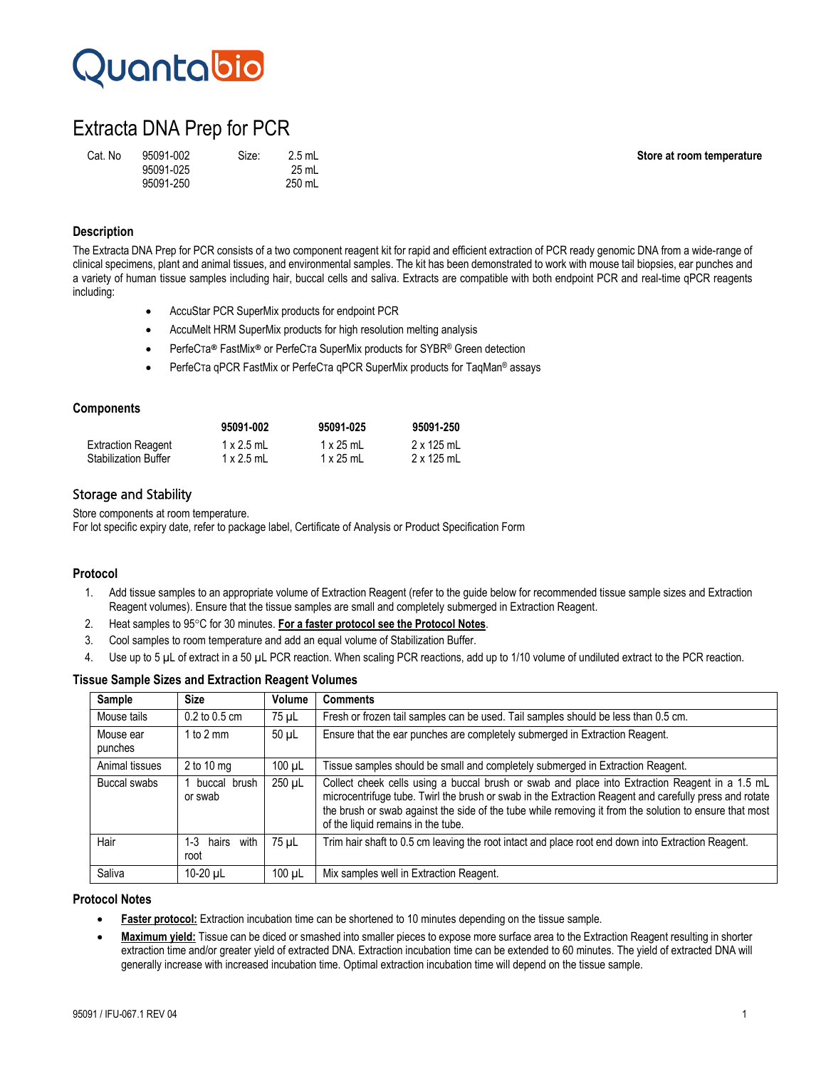Quantabio

# Extracta DNA Prep for PCR

| Cat. No | | Size: | |
|---|---|---|---|
| | 95091-002 | | 2.5 mL |
| | 95091-025 | | 25 mL |
| | 95091-250 | | 250 mL |

**Store at room temperature**

## Description

The Extracta DNA Prep for PCR consists of a two component reagent kit for rapid and efficient extraction of PCR ready genomic DNA from a wide-range of clinical specimens, plant and animal tissues, and environmental samples. The kit has been demonstrated to work with mouse tail biopsies, ear punches and a variety of human tissue samples including hair, buccal cells and saliva. Extracts are compatible with both endpoint PCR and real-time qPCR reagents including:

- AccuStar PCR SuperMix products for endpoint PCR
- AccuMelt HRM SuperMix products for high resolution melting analysis
- PerfeCTa® FastMix® or PerfeCTa SuperMix products for SYBR® Green detection
- PerfeCTa qPCR FastMix or PerfeCTa qPCR SuperMix products for TaqMan® assays

## Components

| | 95091-002 | 95091-025 | 95091-250 |
|---|---|---|---|
| Extraction Reagent | 1 x 2.5 mL | 1 x 25 mL | 2 x 125 mL |
| Stabilization Buffer | 1 x 2.5 mL | 1 x 25 mL | 2 x 125 mL |

## Storage and Stability

Store components at room temperature.
For lot specific expiry date, refer to package label, Certificate of Analysis or Product Specification Form

## Protocol

1. Add tissue samples to an appropriate volume of Extraction Reagent (refer to the guide below for recommended tissue sample sizes and Extraction Reagent volumes). Ensure that the tissue samples are small and completely submerged in Extraction Reagent.
2. Heat samples to 95°C for 30 minutes. **For a faster protocol see the Protocol Notes**.
3. Cool samples to room temperature and add an equal volume of Stabilization Buffer.
4. Use up to 5 µL of extract in a 50 µL PCR reaction. When scaling PCR reactions, add up to 1/10 volume of undiluted extract to the PCR reaction.

### Tissue Sample Sizes and Extraction Reagent Volumes

| Sample | Size | Volume | Comments |
|---|---|---|---|
| Mouse tails | 0.2 to 0.5 cm | 75 µL | Fresh or frozen tail samples can be used. Tail samples should be less than 0.5 cm. |
| Mouse ear punches | 1 to 2 mm | 50 µL | Ensure that the ear punches are completely submerged in Extraction Reagent. |
| Animal tissues | 2 to 10 mg | 100 µL | Tissue samples should be small and completely submerged in Extraction Reagent. |
| Buccal swabs | 1 buccal brush or swab | 250 µL | Collect cheek cells using a buccal brush or swab and place into Extraction Reagent in a 1.5 mL microcentrifuge tube. Twirl the brush or swab in the Extraction Reagent and carefully press and rotate the brush or swab against the side of the tube while removing it from the solution to ensure that most of the liquid remains in the tube. |
| Hair | 1-3 hairs with root | 75 µL | Trim hair shaft to 0.5 cm leaving the root intact and place root end down into Extraction Reagent. |
| Saliva | 10-20 µL | 100 µL | Mix samples well in Extraction Reagent. |

### Protocol Notes

- **Faster protocol:** Extraction incubation time can be shortened to 10 minutes depending on the tissue sample.
- **Maximum yield:** Tissue can be diced or smashed into smaller pieces to expose more surface area to the Extraction Reagent resulting in shorter extraction time and/or greater yield of extracted DNA. Extraction incubation time can be extended to 60 minutes. The yield of extracted DNA will generally increase with increased incubation time. Optimal extraction incubation time will depend on the tissue sample.

95091 / IFU-067.1 REV 04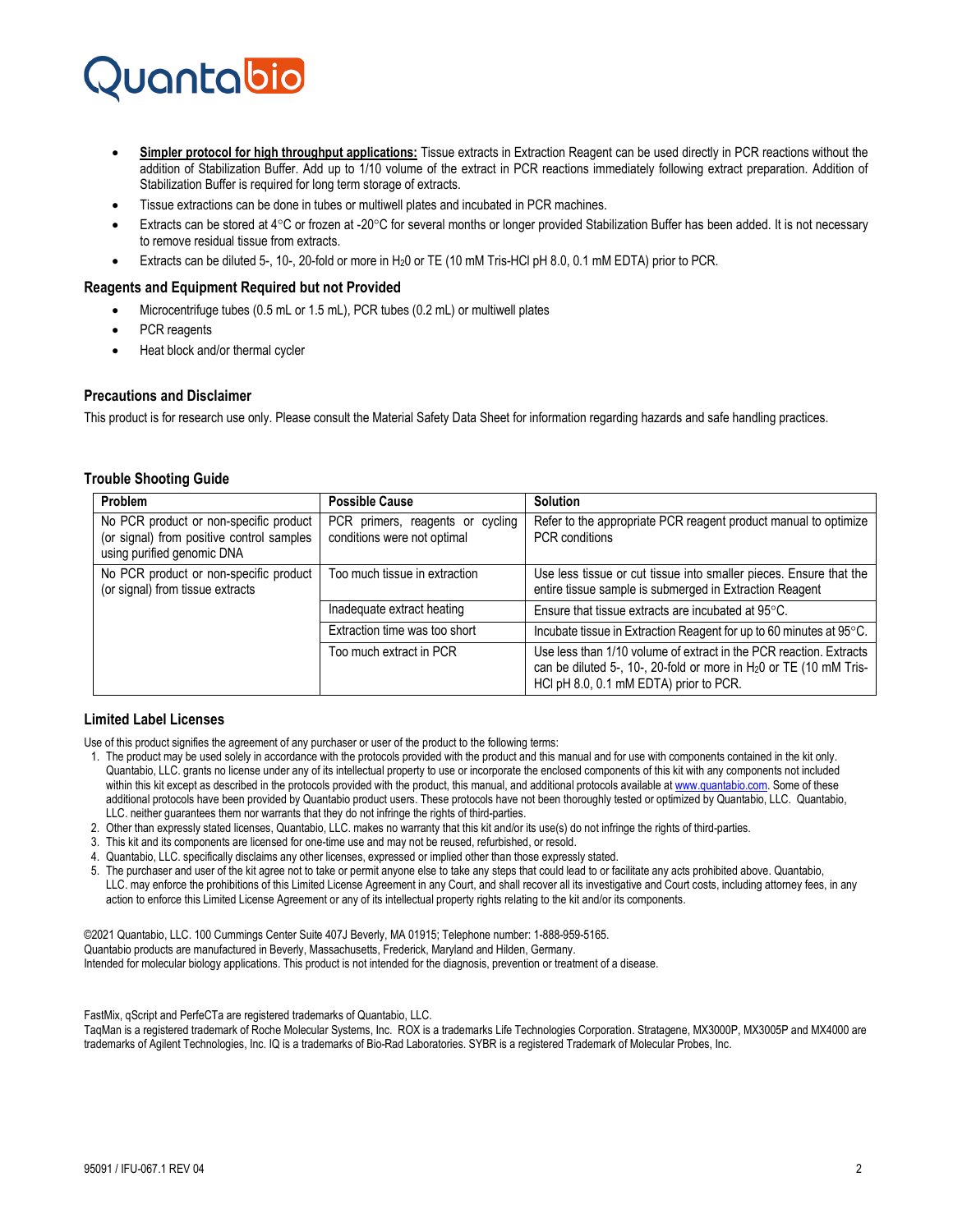- **Simpler protocol for high throughput applications:** Tissue extracts in Extraction Reagent can be used directly in PCR reactions without the addition of Stabilization Buffer. Add up to 1/10 volume of the extract in PCR reactions immediately following extract preparation. Addition of Stabilization Buffer is required for long term storage of extracts.
- Tissue extractions can be done in tubes or multiwell plates and incubated in PCR machines.
- Extracts can be stored at 4°C or frozen at -20°C for several months or longer provided Stabilization Buffer has been added. It is not necessary to remove residual tissue from extracts.
- Extracts can be diluted 5-, 10-, 20-fold or more in $H_20$ or TE (10 mM Tris-HCl pH 8.0, 0.1 mM EDTA) prior to PCR.

### Reagents and Equipment Required but not Provided

- Microcentrifuge tubes (0.5 mL or 1.5 mL), PCR tubes (0.2 mL) or multiwell plates
- PCR reagents
- Heat block and/or thermal cycler

### Precautions and Disclaimer

This product is for research use only. Please consult the Material Safety Data Sheet for information regarding hazards and safe handling practices.

### Trouble Shooting Guide

| Problem | Possible Cause | Solution |
|---|---|---|
| No PCR product or non-specific product (or signal) from positive control samples using purified genomic DNA | PCR primers, reagents or cycling conditions were not optimal | Refer to the appropriate PCR reagent product manual to optimize PCR conditions |
| No PCR product or non-specific product (or signal) from tissue extracts | Too much tissue in extraction | Use less tissue or cut tissue into smaller pieces. Ensure that the entire tissue sample is submerged in Extraction Reagent |
| | Inadequate extract heating | Ensure that tissue extracts are incubated at 95°C. |
| | Extraction time was too short | Incubate tissue in Extraction Reagent for up to 60 minutes at 95°C. |
| | Too much extract in PCR | Use less than 1/10 volume of extract in the PCR reaction. Extracts can be diluted 5-, 10-, 20-fold or more in $H_20$ or TE (10 mM Tris-HCl pH 8.0, 0.1 mM EDTA) prior to PCR. |

### Limited Label Licenses

Use of this product signifies the agreement of any purchaser or user of the product to the following terms:

1. The product may be used solely in accordance with the protocols provided with the product and this manual and for use with components contained in the kit only. Quantabio, LLC. grants no license under any of its intellectual property to use or incorporate the enclosed components of this kit with any components not included within this kit except as described in the protocols provided with the product, this manual, and additional protocols available at www.quantabio.com. Some of these additional protocols have been provided by Quantabio product users. These protocols have not been thoroughly tested or optimized by Quantabio, LLC. Quantabio, LLC. neither guarantees them nor warrants that they do not infringe the rights of third-parties.
2. Other than expressly stated licenses, Quantabio, LLC. makes no warranty that this kit and/or its use(s) do not infringe the rights of third-parties.
3. This kit and its components are licensed for one-time use and may not be reused, refurbished, or resold.
4. Quantabio, LLC. specifically disclaims any other licenses, expressed or implied other than those expressly stated.
5. The purchaser and user of the kit agree not to take or permit anyone else to take any steps that could lead to or facilitate any acts prohibited above. Quantabio, LLC. may enforce the prohibitions of this Limited License Agreement in any Court, and shall recover all its investigative and Court costs, including attorney fees, in any action to enforce this Limited License Agreement or any of its intellectual property rights relating to the kit and/or its components.

©2021 Quantabio, LLC. 100 Cummings Center Suite 407J Beverly, MA 01915; Telephone number: 1-888-959-5165.
Quantabio products are manufactured in Beverly, Massachusetts, Frederick, Maryland and Hilden, Germany.
Intended for molecular biology applications. This product is not intended for the diagnosis, prevention or treatment of a disease.

FastMix, qScript and PerfeCTa are registered trademarks of Quantabio, LLC.
TaqMan is a registered trademark of Roche Molecular Systems, Inc. ROX is a trademarks Life Technologies Corporation. Stratagene, MX3000P, MX3005P and MX4000 are trademarks of Agilent Technologies, Inc. IQ is a trademarks of Bio-Rad Laboratories. SYBR is a registered Trademark of Molecular Probes, Inc.

95091 / IFU-067.1 REV 04